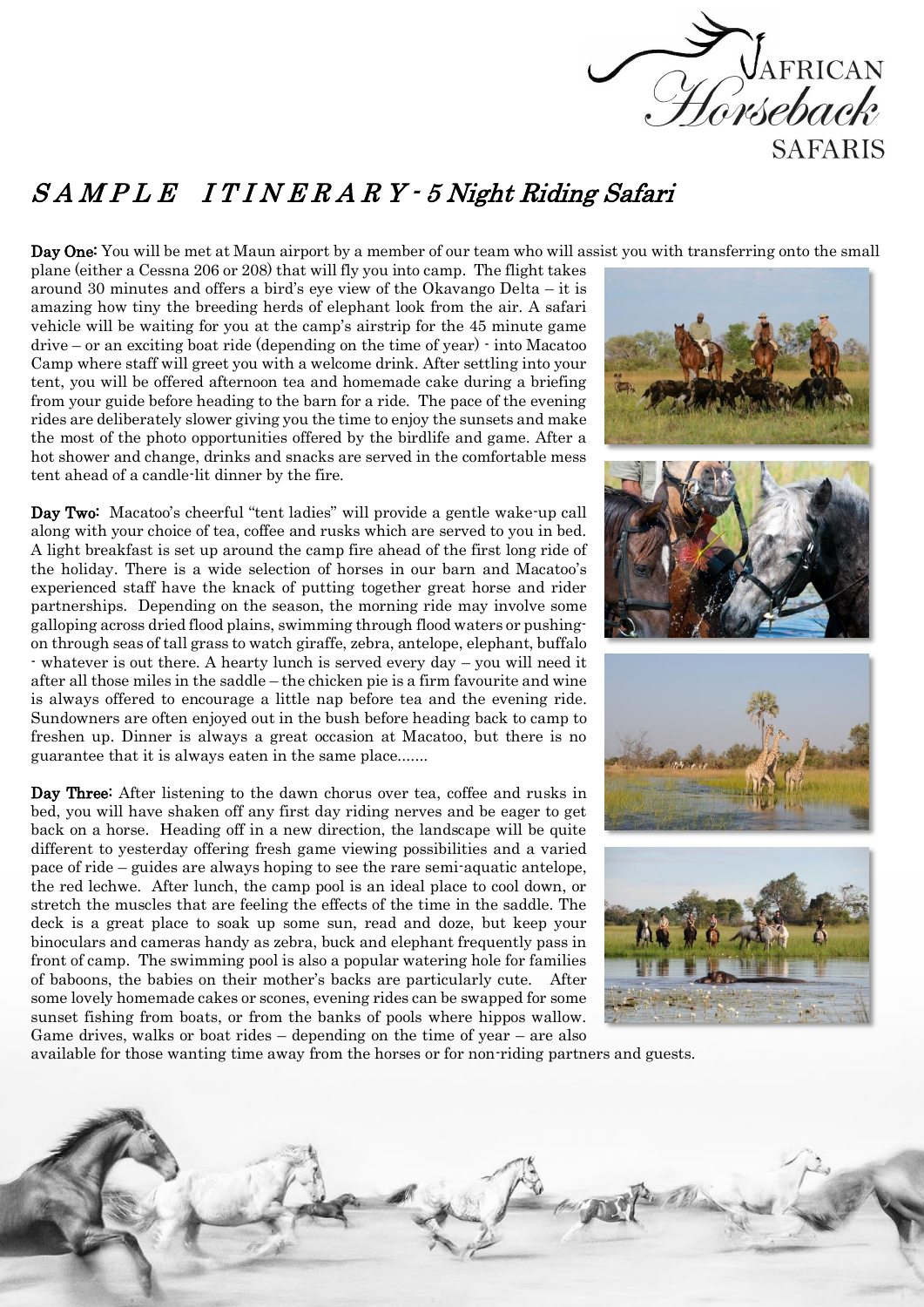# SAMPLE ITINERARY - *5 Night Riding Safari*

**Day One:** You will be met at Maun airport by a member of our team who will assist you with transferring onto the small plane (either a Cessna 206 or 208) that will fly you into camp. The flight takes around 30 minutes and offers a bird's eye view of the Okavango Delta – it is amazing how tiny the breeding herds of elephant look from the air. A safari vehicle will be waiting for you at the camp's airstrip for the 45 minute game drive – or an exciting boat ride (depending on the time of year) - into Macatoo Camp where staff will greet you with a welcome drink. After settling into your tent, you will be offered afternoon tea and homemade cake during a briefing from your guide before heading to the barn for a ride. The pace of the evening rides are deliberately slower giving you the time to enjoy the sunsets and make the most of the photo opportunities offered by the birdlife and game. After a hot shower and change, drinks and snacks are served in the comfortable mess tent ahead of a candle-lit dinner by the fire.

**Day Two:** Macatoo's cheerful "tent ladies" will provide a gentle wake-up call along with your choice of tea, coffee and rusks which are served to you in bed. A light breakfast is set up around the camp fire ahead of the first long ride of the holiday. There is a wide selection of horses in our barn and Macatoo's experienced staff have the knack of putting together great horse and rider partnerships. Depending on the season, the morning ride may involve some galloping across dried flood plains, swimming through flood waters or pushing-on through seas of tall grass to watch giraffe, zebra, antelope, elephant, buffalo - whatever is out there. A hearty lunch is served every day – you will need it after all those miles in the saddle – the chicken pie is a firm favourite and wine is always offered to encourage a little nap before tea and the evening ride. Sundowners are often enjoyed out in the bush before heading back to camp to freshen up. Dinner is always a great occasion at Macatoo, but there is no guarantee that it is always eaten in the same place.......

**Day Three:** After listening to the dawn chorus over tea, coffee and rusks in bed, you will have shaken off any first day riding nerves and be eager to get back on a horse. Heading off in a new direction, the landscape will be quite different to yesterday offering fresh game viewing possibilities and a varied pace of ride – guides are always hoping to see the rare semi-aquatic antelope, the red lechwe. After lunch, the camp pool is an ideal place to cool down, or stretch the muscles that are feeling the effects of the time in the saddle. The deck is a great place to soak up some sun, read and doze, but keep your binoculars and cameras handy as zebra, buck and elephant frequently pass in front of camp. The swimming pool is also a popular watering hole for families of baboons, the babies on their mother's backs are particularly cute. After some lovely homemade cakes or scones, evening rides can be swapped for some sunset fishing from boats, or from the banks of pools where hippos wallow. Game drives, walks or boat rides – depending on the time of year – are also available for those wanting time away from the horses or for non-riding partners and guests.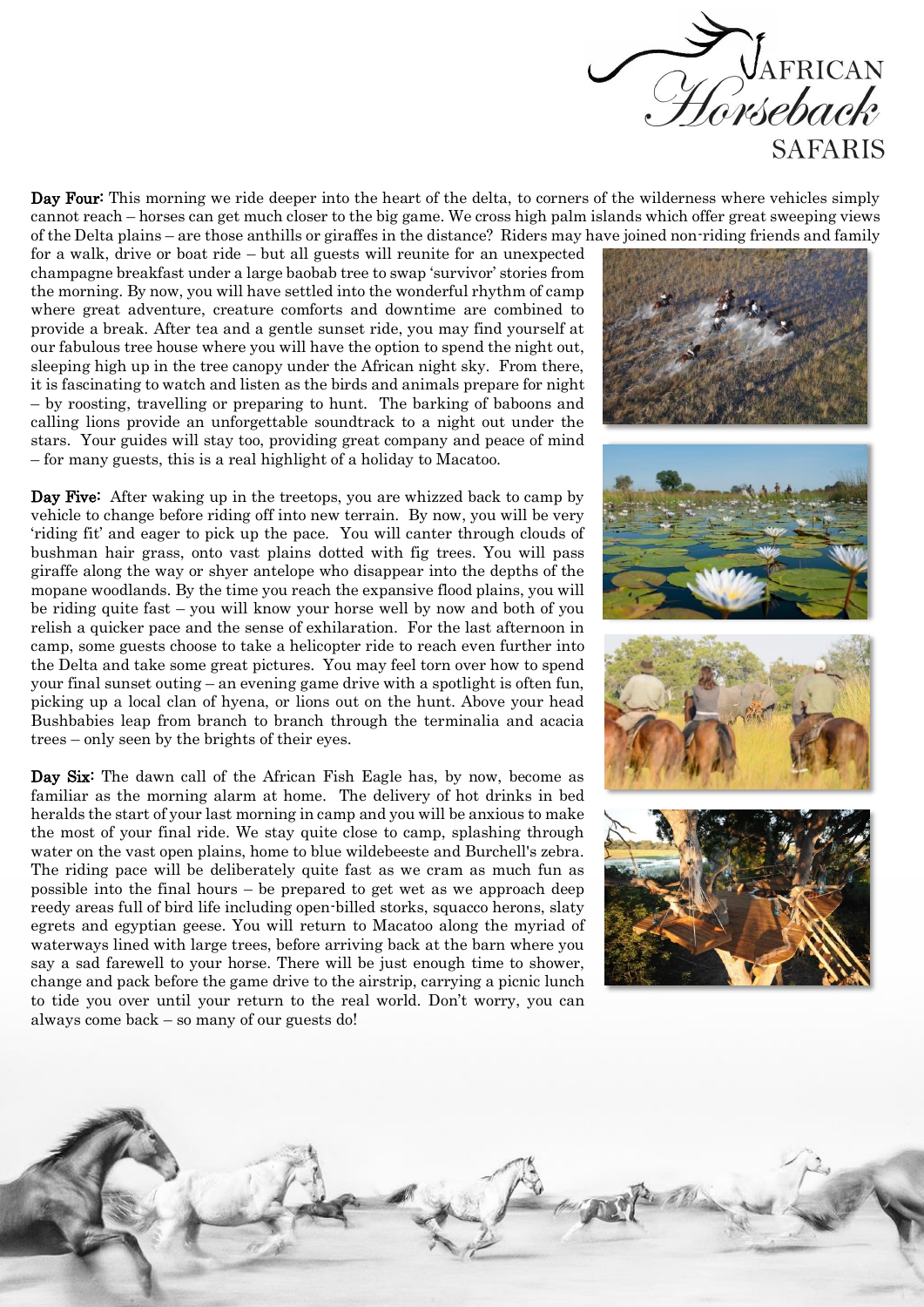**Day Four:** This morning we ride deeper into the heart of the delta, to corners of the wilderness where vehicles simply cannot reach – horses can get much closer to the big game. We cross high palm islands which offer great sweeping views of the Delta plains – are those anthills or giraffes in the distance? Riders may have joined non-riding friends and family for a walk, drive or boat ride – but all guests will reunite for an unexpected champagne breakfast under a large baobab tree to swap 'survivor' stories from the morning. By now, you will have settled into the wonderful rhythm of camp where great adventure, creature comforts and downtime are combined to provide a break. After tea and a gentle sunset ride, you may find yourself at our fabulous tree house where you will have the option to spend the night out, sleeping high up in the tree canopy under the African night sky. From there, it is fascinating to watch and listen as the birds and animals prepare for night – by roosting, travelling or preparing to hunt. The barking of baboons and calling lions provide an unforgettable soundtrack to a night out under the stars. Your guides will stay too, providing great company and peace of mind – for many guests, this is a real highlight of a holiday to Macatoo.

**Day Five:** After waking up in the treetops, you are whizzed back to camp by vehicle to change before riding off into new terrain. By now, you will be very 'riding fit' and eager to pick up the pace. You will canter through clouds of bushman hair grass, onto vast plains dotted with fig trees. You will pass giraffe along the way or shyer antelope who disappear into the depths of the mopane woodlands. By the time you reach the expansive flood plains, you will be riding quite fast – you will know your horse well by now and both of you relish a quicker pace and the sense of exhilaration. For the last afternoon in camp, some guests choose to take a helicopter ride to reach even further into the Delta and take some great pictures. You may feel torn over how to spend your final sunset outing – an evening game drive with a spotlight is often fun, picking up a local clan of hyena, or lions out on the hunt. Above your head Bushbabies leap from branch to branch through the terminalia and acacia trees – only seen by the brights of their eyes.

**Day Six:** The dawn call of the African Fish Eagle has, by now, become as familiar as the morning alarm at home. The delivery of hot drinks in bed heralds the start of your last morning in camp and you will be anxious to make the most of your final ride. We stay quite close to camp, splashing through water on the vast open plains, home to blue wildebeeste and Burchell's zebra. The riding pace will be deliberately quite fast as we cram as much fun as possible into the final hours – be prepared to get wet as we approach deep reedy areas full of bird life including open-billed storks, squacco herons, slaty egrets and egyptian geese. You will return to Macatoo along the myriad of waterways lined with large trees, before arriving back at the barn where you say a sad farewell to your horse. There will be just enough time to shower, change and pack before the game drive to the airstrip, carrying a picnic lunch to tide you over until your return to the real world. Don't worry, you can always come back – so many of our guests do!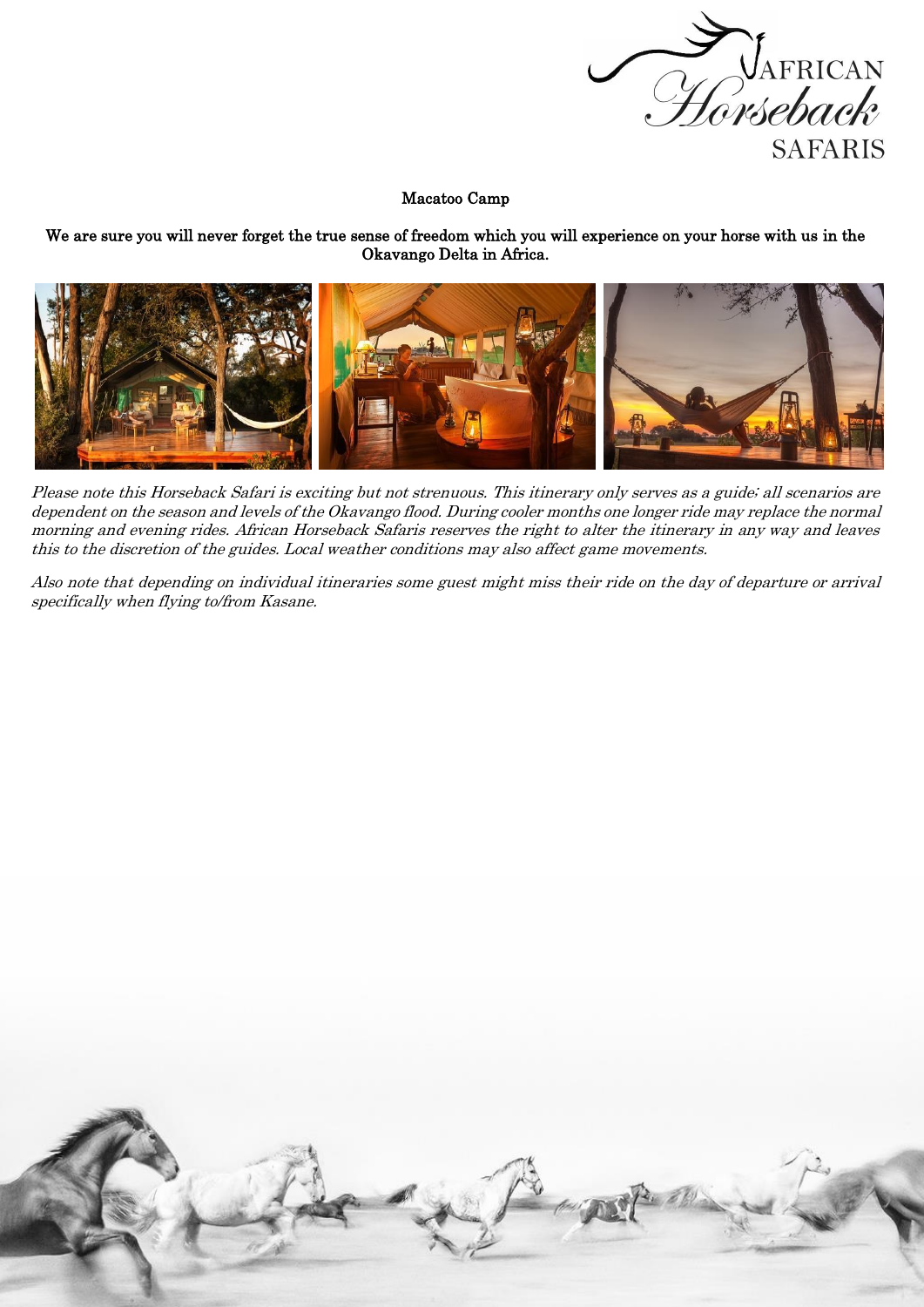Macatoo Camp

We are sure you will never forget the true sense of freedom which you will experience on your horse with us in the Okavango Delta in Africa.

*Please note this Horseback Safari is exciting but not strenuous. This itinerary only serves as a guide; all scenarios are dependent on the season and levels of the Okavango flood. During cooler months one longer ride may replace the normal morning and evening rides. African Horseback Safaris reserves the right to alter the itinerary in any way and leaves this to the discretion of the guides. Local weather conditions may also affect game movements.*

*Also note that depending on individual itineraries some guest might miss their ride on the day of departure or arrival specifically when flying to/from Kasane.*